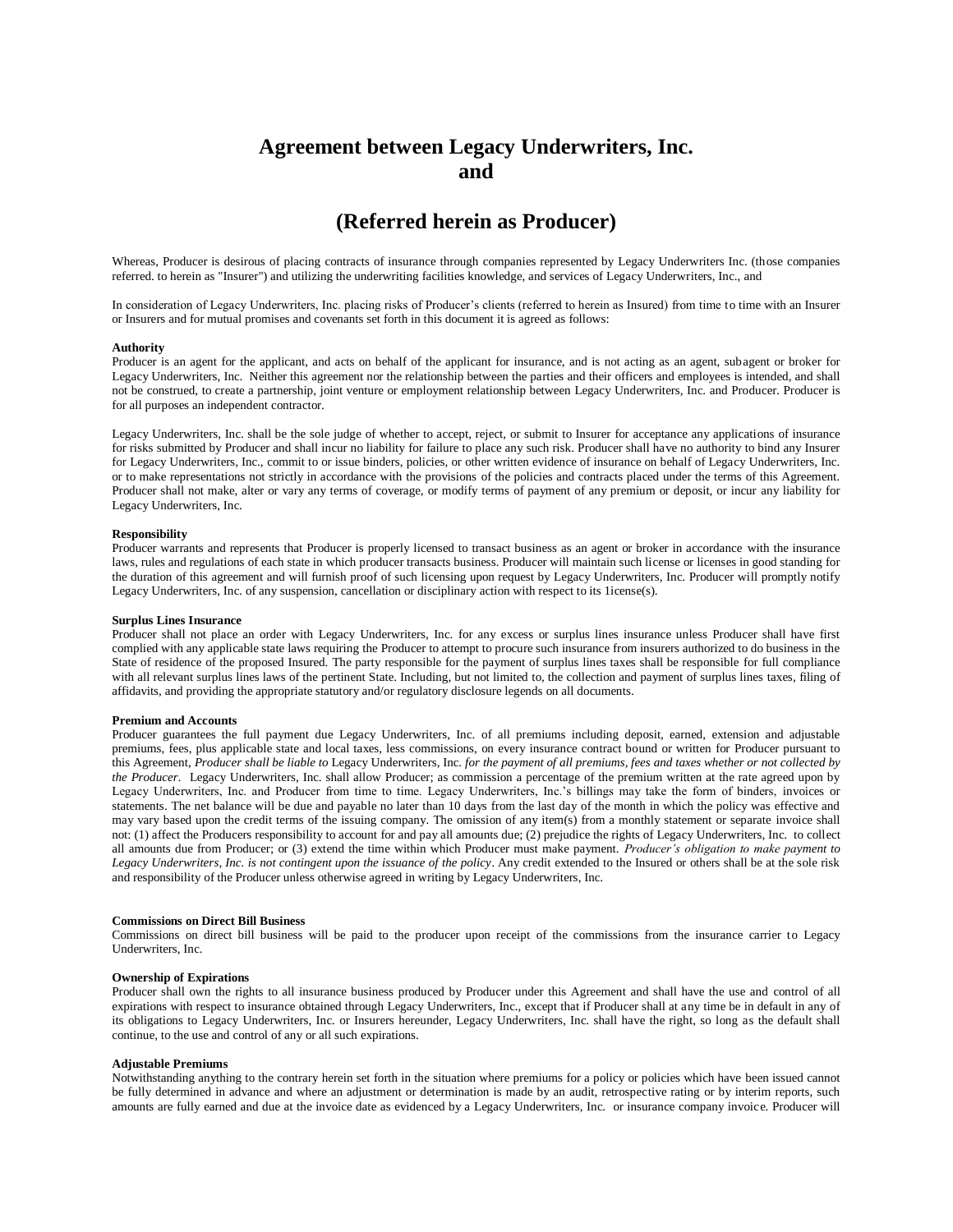# Agreement between Legacy Underwriters, Inc. and

# (Referred herein as Producer)

Whereas, Producer is desirous of placing contracts of insurance through companies represented by Legacy Underwriters Inc. (those companies referred. to herein as "Insurer") and utilizing the underwriting facilities knowledge, and services of Legacy Underwriters, Inc., and

In consideration of Legacy Underwriters, Inc. placing risks of Producer's clients (referred to herein as Insured) from time to time with an Insurer or Insurers and for mutual promises and covenants set forth in this document it is agreed as follows:

**Authority**

Producer is an agent for the applicant, and acts on behalf of the applicant for insurance, and is not acting as an agent, subagent or broker for Legacy Underwriters, Inc. Neither this agreement nor the relationship between the parties and their officers and employees is intended, and shall not be construed, to create a partnership, joint venture or employment relationship between Legacy Underwriters, Inc. and Producer. Producer is for all purposes an independent contractor.

Legacy Underwriters, Inc. shall be the sole judge of whether to accept, reject, or submit to Insurer for acceptance any applications of insurance for risks submitted by Producer and shall incur no liability for failure to place any such risk. Producer shall have no authority to bind any Insurer for Legacy Underwriters, Inc., commit to or issue binders, policies, or other written evidence of insurance on behalf of Legacy Underwriters, Inc. or to make representations not strictly in accordance with the provisions of the policies and contracts placed under the terms of this Agreement. Producer shall not make, alter or vary any terms of coverage, or modify terms of payment of any premium or deposit, or incur any liability for Legacy Underwriters, Inc.

**Responsibility**

Producer warrants and represents that Producer is properly licensed to transact business as an agent or broker in accordance with the insurance laws, rules and regulations of each state in which producer transacts business. Producer will maintain such license or licenses in good standing for the duration of this agreement and will furnish proof of such licensing upon request by Legacy Underwriters, Inc. Producer will promptly notify Legacy Underwriters, Inc. of any suspension, cancellation or disciplinary action with respect to its 1icense(s).

**Surplus Lines Insurance**

Producer shall not place an order with Legacy Underwriters, Inc. for any excess or surplus lines insurance unless Producer shall have first complied with any applicable state laws requiring the Producer to attempt to procure such insurance from insurers authorized to do business in the State of residence of the proposed Insured. The party responsible for the payment of surplus lines taxes shall be responsible for full compliance with all relevant surplus lines laws of the pertinent State. Including, but not limited to, the collection and payment of surplus lines taxes, filing of affidavits, and providing the appropriate statutory and/or regulatory disclosure legends on all documents.

**Premium and Accounts**

Producer guarantees the full payment due Legacy Underwriters, Inc. of all premiums including deposit, earned, extension and adjustable premiums, fees, plus applicable state and local taxes, less commissions, on every insurance contract bound or written for Producer pursuant to this Agreement, *Producer shall be liable to* Legacy Underwriters, Inc. *for the payment of all premiums, fees and taxes whether or not collected by the Producer*. Legacy Underwriters, Inc. shall allow Producer; as commission a percentage of the premium written at the rate agreed upon by Legacy Underwriters, Inc. and Producer from time to time. Legacy Underwriters, Inc.'s billings may take the form of binders, invoices or statements. The net balance will be due and payable no later than 10 days from the last day of the month in which the policy was effective and may vary based upon the credit terms of the issuing company. The omission of any item(s) from a monthly statement or separate invoice shall not: (1) affect the Producers responsibility to account for and pay all amounts due; (2) prejudice the rights of Legacy Underwriters, Inc. to collect all amounts due from Producer; or (3) extend the time within which Producer must make payment. *Producer's obligation to make payment to Legacy Underwriters, Inc. is not contingent upon the issuance of the policy*. Any credit extended to the Insured or others shall be at the sole risk and responsibility of the Producer unless otherwise agreed in writing by Legacy Underwriters, Inc.

**Commissions on Direct Bill Business**

Commissions on direct bill business will be paid to the producer upon receipt of the commissions from the insurance carrier to Legacy Underwriters, Inc.

**Ownership of Expirations**

Producer shall own the rights to all insurance business produced by Producer under this Agreement and shall have the use and control of all expirations with respect to insurance obtained through Legacy Underwriters, Inc., except that if Producer shall at any time be in default in any of its obligations to Legacy Underwriters, Inc. or Insurers hereunder, Legacy Underwriters, Inc. shall have the right, so long as the default shall continue, to the use and control of any or all such expirations.

**Adjustable Premiums**

Notwithstanding anything to the contrary herein set forth in the situation where premiums for a policy or policies which have been issued cannot be fully determined in advance and where an adjustment or determination is made by an audit, retrospective rating or by interim reports, such amounts are fully earned and due at the invoice date as evidenced by a Legacy Underwriters, Inc. or insurance company invoice. Producer will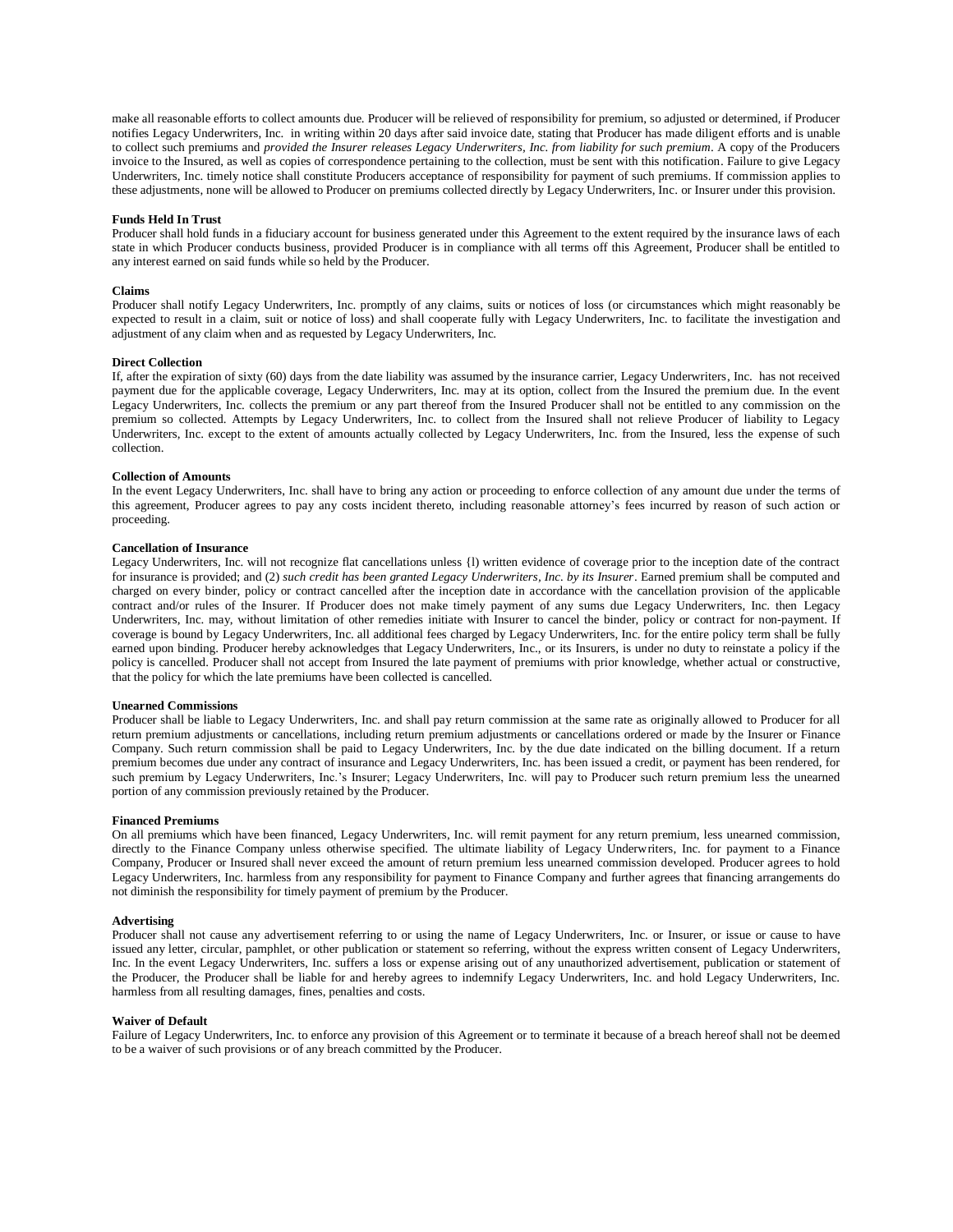make all reasonable efforts to collect amounts due. Producer will be relieved of responsibility for premium, so adjusted or determined, if Producer notifies Legacy Underwriters, Inc. in writing within 20 days after said invoice date, stating that Producer has made diligent efforts and is unable to collect such premiums and *provided the Insurer releases Legacy Underwriters, Inc. from liability for such premium*. A copy of the Producers invoice to the Insured, as well as copies of correspondence pertaining to the collection, must be sent with this notification. Failure to give Legacy Underwriters, Inc. timely notice shall constitute Producers acceptance of responsibility for payment of such premiums. If commission applies to these adjustments, none will be allowed to Producer on premiums collected directly by Legacy Underwriters, Inc. or Insurer under this provision.

**Funds Held In Trust**

Producer shall hold funds in a fiduciary account for business generated under this Agreement to the extent required by the insurance laws of each state in which Producer conducts business, provided Producer is in compliance with all terms off this Agreement, Producer shall be entitled to any interest earned on said funds while so held by the Producer.

**Claims**

Producer shall notify Legacy Underwriters, Inc. promptly of any claims, suits or notices of loss (or circumstances which might reasonably be expected to result in a claim, suit or notice of loss) and shall cooperate fully with Legacy Underwriters, Inc. to facilitate the investigation and adjustment of any claim when and as requested by Legacy Underwriters, Inc.

**Direct Collection**

If, after the expiration of sixty (60) days from the date liability was assumed by the insurance carrier, Legacy Underwriters, Inc. has not received payment due for the applicable coverage, Legacy Underwriters, Inc. may at its option, collect from the Insured the premium due. In the event Legacy Underwriters, Inc. collects the premium or any part thereof from the Insured Producer shall not be entitled to any commission on the premium so collected. Attempts by Legacy Underwriters, Inc. to collect from the Insured shall not relieve Producer of liability to Legacy Underwriters, Inc. except to the extent of amounts actually collected by Legacy Underwriters, Inc. from the Insured, less the expense of such collection.

**Collection of Amounts**

In the event Legacy Underwriters, Inc. shall have to bring any action or proceeding to enforce collection of any amount due under the terms of this agreement, Producer agrees to pay any costs incident thereto, including reasonable attorney's fees incurred by reason of such action or proceeding.

**Cancellation of Insurance**

Legacy Underwriters, Inc. will not recognize flat cancellations unless {l) written evidence of coverage prior to the inception date of the contract for insurance is provided; and (2) *such credit has been granted Legacy Underwriters, Inc. by its Insurer*. Earned premium shall be computed and charged on every binder, policy or contract cancelled after the inception date in accordance with the cancellation provision of the applicable contract and/or rules of the Insurer. If Producer does not make timely payment of any sums due Legacy Underwriters, Inc. then Legacy Underwriters, Inc. may, without limitation of other remedies initiate with Insurer to cancel the binder, policy or contract for non-payment. If coverage is bound by Legacy Underwriters, Inc. all additional fees charged by Legacy Underwriters, Inc. for the entire policy term shall be fully earned upon binding. Producer hereby acknowledges that Legacy Underwriters, Inc., or its Insurers, is under no duty to reinstate a policy if the policy is cancelled. Producer shall not accept from Insured the late payment of premiums with prior knowledge, whether actual or constructive, that the policy for which the late premiums have been collected is cancelled.

**Unearned Commissions**

Producer shall be liable to Legacy Underwriters, Inc. and shall pay return commission at the same rate as originally allowed to Producer for all return premium adjustments or cancellations, including return premium adjustments or cancellations ordered or made by the Insurer or Finance Company. Such return commission shall be paid to Legacy Underwriters, Inc. by the due date indicated on the billing document. If a return premium becomes due under any contract of insurance and Legacy Underwriters, Inc. has been issued a credit, or payment has been rendered, for such premium by Legacy Underwriters, Inc.'s Insurer; Legacy Underwriters, Inc. will pay to Producer such return premium less the unearned portion of any commission previously retained by the Producer.

**Financed Premiums**

On all premiums which have been financed, Legacy Underwriters, Inc. will remit payment for any return premium, less unearned commission, directly to the Finance Company unless otherwise specified. The ultimate liability of Legacy Underwriters, Inc. for payment to a Finance Company, Producer or Insured shall never exceed the amount of return premium less unearned commission developed. Producer agrees to hold Legacy Underwriters, Inc. harmless from any responsibility for payment to Finance Company and further agrees that financing arrangements do not diminish the responsibility for timely payment of premium by the Producer.

**Advertising**

Producer shall not cause any advertisement referring to or using the name of Legacy Underwriters, Inc. or Insurer, or issue or cause to have issued any letter, circular, pamphlet, or other publication or statement so referring, without the express written consent of Legacy Underwriters, Inc. In the event Legacy Underwriters, Inc. suffers a loss or expense arising out of any unauthorized advertisement, publication or statement of the Producer, the Producer shall be liable for and hereby agrees to indemnify Legacy Underwriters, Inc. and hold Legacy Underwriters, Inc. harmless from all resulting damages, fines, penalties and costs.

**Waiver of Default**

Failure of Legacy Underwriters, Inc. to enforce any provision of this Agreement or to terminate it because of a breach hereof shall not be deemed to be a waiver of such provisions or of any breach committed by the Producer.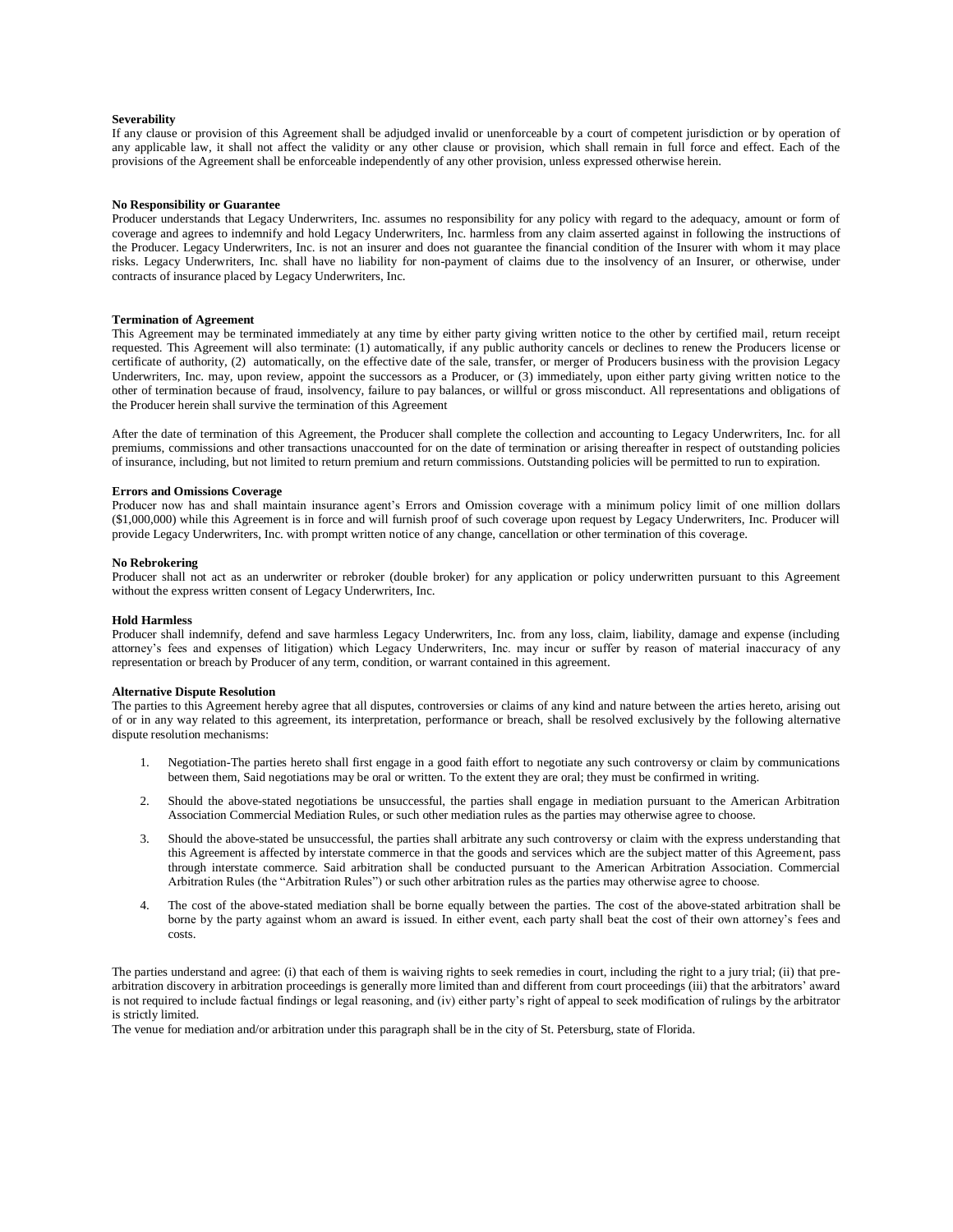**Severability**

If any clause or provision of this Agreement shall be adjudged invalid or unenforceable by a court of competent jurisdiction or by operation of any applicable law, it shall not affect the validity or any other clause or provision, which shall remain in full force and effect. Each of the provisions of the Agreement shall be enforceable independently of any other provision, unless expressed otherwise herein.

**No Responsibility or Guarantee**

Producer understands that Legacy Underwriters, Inc. assumes no responsibility for any policy with regard to the adequacy, amount or form of coverage and agrees to indemnify and hold Legacy Underwriters, Inc. harmless from any claim asserted against in following the instructions of the Producer. Legacy Underwriters, Inc. is not an insurer and does not guarantee the financial condition of the Insurer with whom it may place risks. Legacy Underwriters, Inc. shall have no liability for non-payment of claims due to the insolvency of an Insurer, or otherwise, under contracts of insurance placed by Legacy Underwriters, Inc.

**Termination of Agreement**

This Agreement may be terminated immediately at any time by either party giving written notice to the other by certified mail, return receipt requested. This Agreement will also terminate: (1) automatically, if any public authority cancels or declines to renew the Producers license or certificate of authority, (2) automatically, on the effective date of the sale, transfer, or merger of Producers business with the provision Legacy Underwriters, Inc. may, upon review, appoint the successors as a Producer, or (3) immediately, upon either party giving written notice to the other of termination because of fraud, insolvency, failure to pay balances, or willful or gross misconduct. All representations and obligations of the Producer herein shall survive the termination of this Agreement

After the date of termination of this Agreement, the Producer shall complete the collection and accounting to Legacy Underwriters, Inc. for all premiums, commissions and other transactions unaccounted for on the date of termination or arising thereafter in respect of outstanding policies of insurance, including, but not limited to return premium and return commissions. Outstanding policies will be permitted to run to expiration.

**Errors and Omissions Coverage**

Producer now has and shall maintain insurance agent's Errors and Omission coverage with a minimum policy limit of one million dollars ($1,000,000) while this Agreement is in force and will furnish proof of such coverage upon request by Legacy Underwriters, Inc. Producer will provide Legacy Underwriters, Inc. with prompt written notice of any change, cancellation or other termination of this coverage.

**No Rebrokering**

Producer shall not act as an underwriter or rebroker (double broker) for any application or policy underwritten pursuant to this Agreement without the express written consent of Legacy Underwriters, Inc.

**Hold Harmless**

Producer shall indemnify, defend and save harmless Legacy Underwriters, Inc. from any loss, claim, liability, damage and expense (including attorney's fees and expenses of litigation) which Legacy Underwriters, Inc. may incur or suffer by reason of material inaccuracy of any representation or breach by Producer of any term, condition, or warrant contained in this agreement.

**Alternative Dispute Resolution**

The parties to this Agreement hereby agree that all disputes, controversies or claims of any kind and nature between the arties hereto, arising out of or in any way related to this agreement, its interpretation, performance or breach, shall be resolved exclusively by the following alternative dispute resolution mechanisms:

1. Negotiation-The parties hereto shall first engage in a good faith effort to negotiate any such controversy or claim by communications between them, Said negotiations may be oral or written. To the extent they are oral; they must be confirmed in writing.
2. Should the above-stated negotiations be unsuccessful, the parties shall engage in mediation pursuant to the American Arbitration Association Commercial Mediation Rules, or such other mediation rules as the parties may otherwise agree to choose.
3. Should the above-stated be unsuccessful, the parties shall arbitrate any such controversy or claim with the express understanding that this Agreement is affected by interstate commerce in that the goods and services which are the subject matter of this Agreement, pass through interstate commerce. Said arbitration shall be conducted pursuant to the American Arbitration Association. Commercial Arbitration Rules (the "Arbitration Rules") or such other arbitration rules as the parties may otherwise agree to choose.
4. The cost of the above-stated mediation shall be borne equally between the parties. The cost of the above-stated arbitration shall be borne by the party against whom an award is issued. In either event, each party shall beat the cost of their own attorney's fees and costs.

The parties understand and agree: (i) that each of them is waiving rights to seek remedies in court, including the right to a jury trial; (ii) that pre-arbitration discovery in arbitration proceedings is generally more limited than and different from court proceedings (iii) that the arbitrators' award is not required to include factual findings or legal reasoning, and (iv) either party's right of appeal to seek modification of rulings by the arbitrator is strictly limited.

The venue for mediation and/or arbitration under this paragraph shall be in the city of St. Petersburg, state of Florida.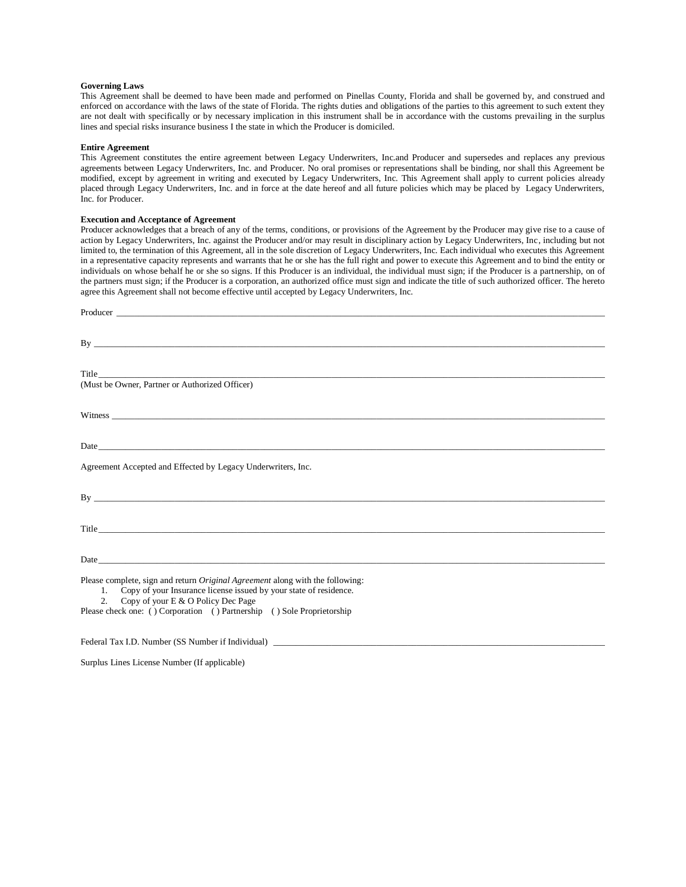**Governing Laws**

This Agreement shall be deemed to have been made and performed on Pinellas County, Florida and shall be governed by, and construed and enforced on accordance with the laws of the state of Florida. The rights duties and obligations of the parties to this agreement to such extent they are not dealt with specifically or by necessary implication in this instrument shall be in accordance with the customs prevailing in the surplus lines and special risks insurance business I the state in which the Producer is domiciled.

**Entire Agreement**

This Agreement constitutes the entire agreement between Legacy Underwriters, Inc.and Producer and supersedes and replaces any previous agreements between Legacy Underwriters, Inc. and Producer. No oral promises or representations shall be binding, nor shall this Agreement be modified, except by agreement in writing and executed by Legacy Underwriters, Inc. This Agreement shall apply to current policies already placed through Legacy Underwriters, Inc. and in force at the date hereof and all future policies which may be placed by Legacy Underwriters, Inc. for Producer.

**Execution and Acceptance of Agreement**

Producer acknowledges that a breach of any of the terms, conditions, or provisions of the Agreement by the Producer may give rise to a cause of action by Legacy Underwriters, Inc. against the Producer and/or may result in disciplinary action by Legacy Underwriters, Inc, including but not limited to, the termination of this Agreement, all in the sole discretion of Legacy Underwriters, Inc. Each individual who executes this Agreement in a representative capacity represents and warrants that he or she has the full right and power to execute this Agreement and to bind the entity or individuals on whose behalf he or she so signs. If this Producer is an individual, the individual must sign; if the Producer is a partnership, on of the partners must sign; if the Producer is a corporation, an authorized office must sign and indicate the title of such authorized officer. The hereto agree this Agreement shall not become effective until accepted by Legacy Underwriters, Inc.

Producer ________________________________________________________________________

By ________________________________________________________________________

Title________________________________________________________________________

(Must be Owner, Partner or Authorized Officer)

Witness ________________________________________________________________________

Date________________________________________________________________________

Agreement Accepted and Effected by Legacy Underwriters, Inc.

By ________________________________________________________________________

Title________________________________________________________________________

Date________________________________________________________________________

Please complete, sign and return *Original Agreement* along with the following:

1. Copy of your Insurance license issued by your state of residence.
2. Copy of your E & O Policy Dec Page

Please check one: ( ) Corporation ( ) Partnership ( ) Sole Proprietorship

Federal Tax I.D. Number (SS Number if Individual) ________________________________________

Surplus Lines License Number (If applicable)